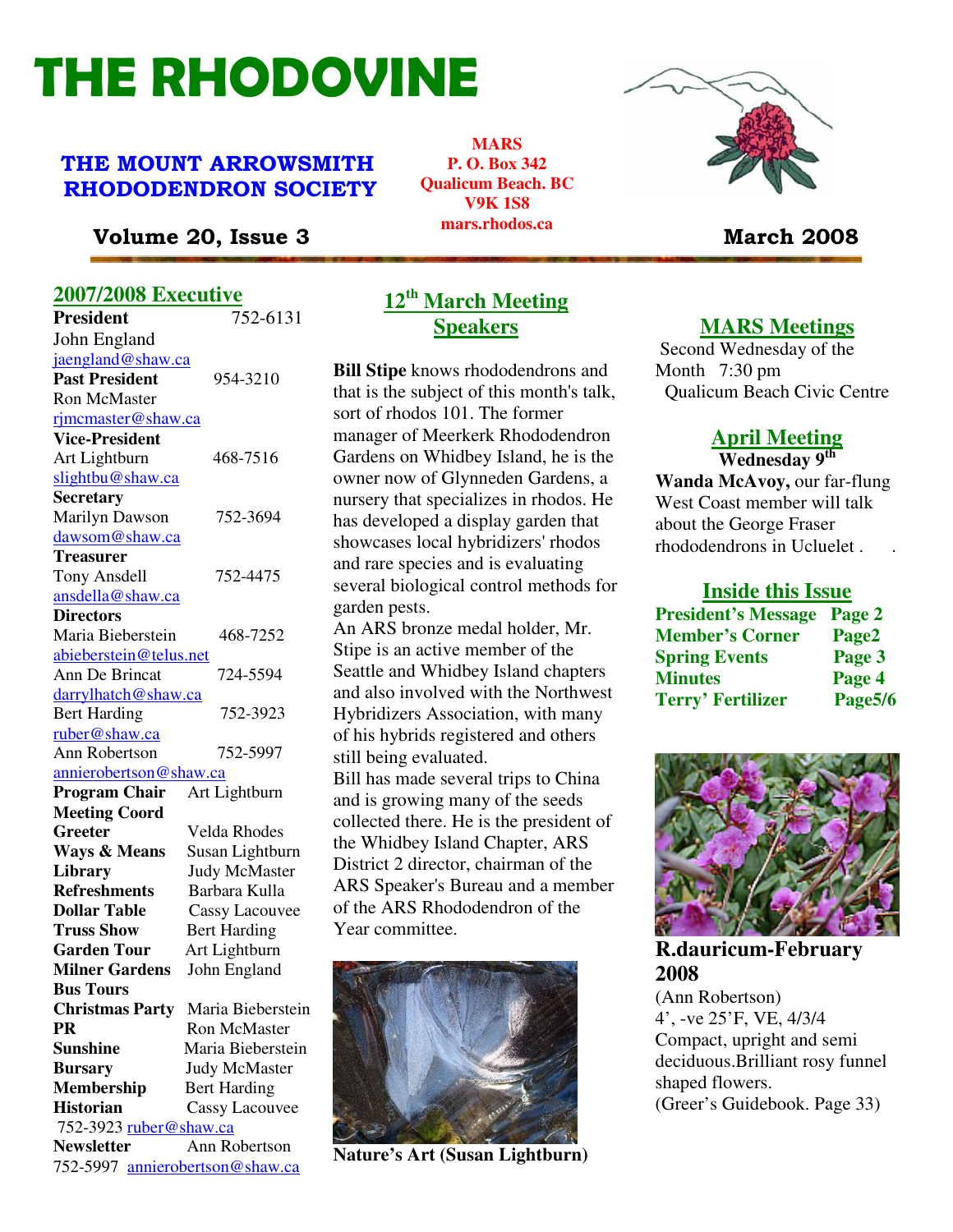# THE RHODOVINE

## THE MOUNT ARROWSMITH RHODODENDRON SOCIETY

**MARS**
**P. O. Box 342**
**Qualicum Beach. BC**
**V9K 1S8**
**mars.rhodos.ca**

**Volume 20, Issue 3** — **March 2008**

## 2007/2008 Executive

**President** 752-6131
John England
jaengland@shaw.ca

**Past President** 954-3210
Ron McMaster
rjmcmaster@shaw.ca

**Vice-President**
Art Lightburn 468-7516
slightbu@shaw.ca

**Secretary**
Marilyn Dawson 752-3694
dawsom@shaw.ca

**Treasurer**
Tony Ansdell 752-4475
ansdella@shaw.ca

**Directors**
Maria Bieberstein 468-7252
abieberstein@telus.net
Ann De Brincat 724-5594
darrylhatch@shaw.ca
Bert Harding 752-3923
ruber@shaw.ca
Ann Robertson 752-5997
annierobertson@shaw.ca

**Program Chair** Art Lightburn
**Meeting Coord**
**Greeter** Velda Rhodes
**Ways & Means** Susan Lightburn
**Library** Judy McMaster
**Refreshments** Barbara Kulla
**Dollar Table** Cassy Lacouvee
**Truss Show** Bert Harding
**Garden Tour** Art Lightburn
**Milner Gardens** John England
**Bus Tours**
**Christmas Party** Maria Bieberstein
**PR** Ron McMaster
**Sunshine** Maria Bieberstein
**Bursary** Judy McMaster
**Membership** Bert Harding
**Historian** Cassy Lacouvee
752-3923 ruber@shaw.ca
**Newsletter** Ann Robertson
752-5997 annierobertson@shaw.ca

## 12th March Meeting Speakers

**Bill Stipe** knows rhododendrons and that is the subject of this month's talk, sort of rhodos 101. The former manager of Meerkerk Rhododendron Gardens on Whidbey Island, he is the owner now of Glynneden Gardens, a nursery that specializes in rhodos. He has developed a display garden that showcases local hybridizers' rhodos and rare species and is evaluating several biological control methods for garden pests.

An ARS bronze medal holder, Mr. Stipe is an active member of the Seattle and Whidbey Island chapters and also involved with the Northwest Hybridizers Association, with many of his hybrids registered and others still being evaluated.

Bill has made several trips to China and is growing many of the seeds collected there. He is the president of the Whidbey Island Chapter, ARS District 2 director, chairman of the ARS Speaker's Bureau and a member of the ARS Rhododendron of the Year committee.

**Nature's Art (Susan Lightburn)**

## MARS Meetings

Second Wednesday of the Month 7:30 pm
Qualicum Beach Civic Centre

## April Meeting

**Wednesday 9th**

**Wanda McAvoy,** our far-flung West Coast member will talk about the George Fraser rhododendrons in Ucluelet .

## Inside this Issue

| | |
|---|---|
| **President's Message** | **Page 2** |
| **Member's Corner** | **Page2** |
| **Spring Events** | **Page 3** |
| **Minutes** | **Page 4** |
| **Terry' Fertilizer** | **Page5/6** |

**R.dauricum-February 2008**
(Ann Robertson)
4', -ve 25'F, VE, 4/3/4
Compact, upright and semi deciduous.Brilliant rosy funnel shaped flowers.
(Greer's Guidebook. Page 33)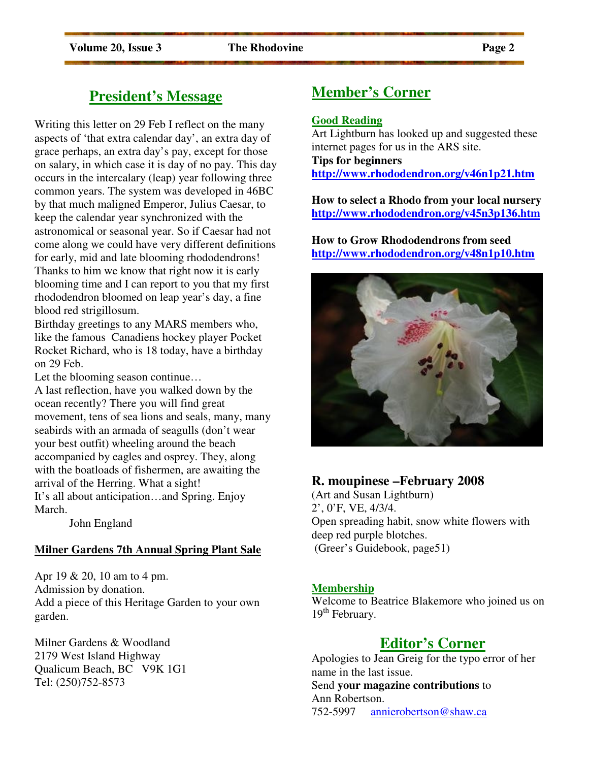## President's Message

Writing this letter on 29 Feb I reflect on the many aspects of 'that extra calendar day', an extra day of grace perhaps, an extra day's pay, except for those on salary, in which case it is day of no pay. This day occurs in the intercalary (leap) year following three common years. The system was developed in 46BC by that much maligned Emperor, Julius Caesar, to keep the calendar year synchronized with the astronomical or seasonal year. So if Caesar had not come along we could have very different definitions for early, mid and late blooming rhododendrons! Thanks to him we know that right now it is early blooming time and I can report to you that my first rhododendron bloomed on leap year's day, a fine blood red strigillosum.

Birthday greetings to any MARS members who, like the famous Canadiens hockey player Pocket Rocket Richard, who is 18 today, have a birthday on 29 Feb.

Let the blooming season continue…

A last reflection, have you walked down by the ocean recently? There you will find great movement, tens of sea lions and seals, many, many seabirds with an armada of seagulls (don't wear your best outfit) wheeling around the beach accompanied by eagles and osprey. They, along with the boatloads of fishermen, are awaiting the arrival of the Herring. What a sight!

It's all about anticipation…and Spring. Enjoy March.

John England

### Milner Gardens 7th Annual Spring Plant Sale

Apr 19 & 20, 10 am to 4 pm.
Admission by donation.
Add a piece of this Heritage Garden to your own garden.

Milner Gardens & Woodland
2179 West Island Highway
Qualicum Beach, BC V9K 1G1
Tel: (250)752-8573

## Member's Corner

### Good Reading

Art Lightburn has looked up and suggested these internet pages for us in the ARS site.

**Tips for beginners**
http://www.rhododendron.org/v46n1p21.htm

**How to select a Rhodo from your local nursery**
http://www.rhododendron.org/v45n3p136.htm

**How to Grow Rhododendrons from seed**
http://www.rhododendron.org/v48n1p10.htm

**R. moupinese –February 2008**
(Art and Susan Lightburn)
2', 0'F, VE, 4/3/4.
Open spreading habit, snow white flowers with deep red purple blotches.
(Greer's Guidebook, page51)

### Membership

Welcome to Beatrice Blakemore who joined us on 19th February.

## Editor's Corner

Apologies to Jean Greig for the typo error of her name in the last issue.

Send **your magazine contributions** to Ann Robertson.
752-5997 annierobertson@shaw.ca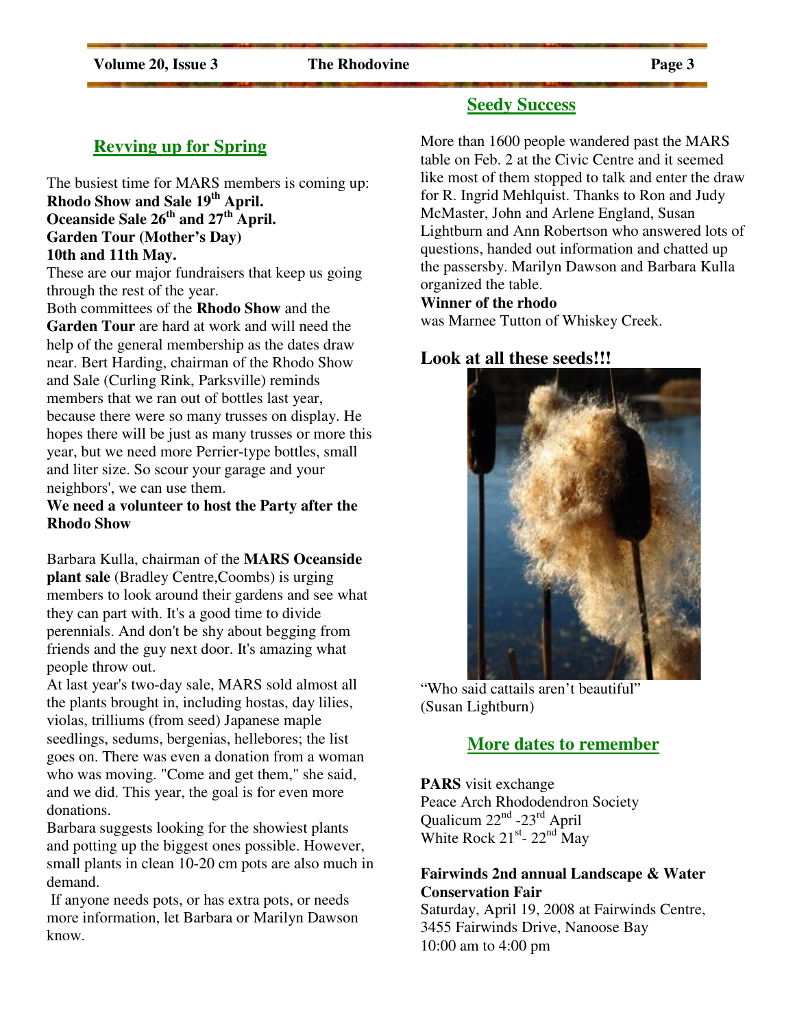## Revving up for Spring

The busiest time for MARS members is coming up:
**Rhodo Show and Sale 19th April.**
**Oceanside Sale 26th and 27th April.**
**Garden Tour (Mother's Day)**
**10th and 11th May.**

These are our major fundraisers that keep us going through the rest of the year.

Both committees of the **Rhodo Show** and the **Garden Tour** are hard at work and will need the help of the general membership as the dates draw near. Bert Harding, chairman of the Rhodo Show and Sale (Curling Rink, Parksville) reminds members that we ran out of bottles last year, because there were so many trusses on display. He hopes there will be just as many trusses or more this year, but we need more Perrier-type bottles, small and liter size. So scour your garage and your neighbors', we can use them.

**We need a volunteer to host the Party after the Rhodo Show**

Barbara Kulla, chairman of the **MARS Oceanside plant sale** (Bradley Centre,Coombs) is urging members to look around their gardens and see what they can part with. It's a good time to divide perennials. And don't be shy about begging from friends and the guy next door. It's amazing what people throw out.

At last year's two-day sale, MARS sold almost all the plants brought in, including hostas, day lilies, violas, trilliums (from seed) Japanese maple seedlings, sedums, bergenias, hellebores; the list goes on. There was even a donation from a woman who was moving. "Come and get them," she said, and we did. This year, the goal is for even more donations.

Barbara suggests looking for the showiest plants and potting up the biggest ones possible. However, small plants in clean 10-20 cm pots are also much in demand.

If anyone needs pots, or has extra pots, or needs more information, let Barbara or Marilyn Dawson know.

## Seedy Success

More than 1600 people wandered past the MARS table on Feb. 2 at the Civic Centre and it seemed like most of them stopped to talk and enter the draw for R. Ingrid Mehlquist. Thanks to Ron and Judy McMaster, John and Arlene England, Susan Lightburn and Ann Robertson who answered lots of questions, handed out information and chatted up the passersby. Marilyn Dawson and Barbara Kulla organized the table.

**Winner of the rhodo**
was Marnee Tutton of Whiskey Creek.

### Look at all these seeds!!!

"Who said cattails aren't beautiful"
(Susan Lightburn)

## More dates to remember

**PARS** visit exchange
Peace Arch Rhododendron Society
Qualicum 22nd -23rd April
White Rock 21st- 22nd May

**Fairwinds 2nd annual Landscape & Water Conservation Fair**
Saturday, April 19, 2008 at Fairwinds Centre, 3455 Fairwinds Drive, Nanoose Bay
10:00 am to 4:00 pm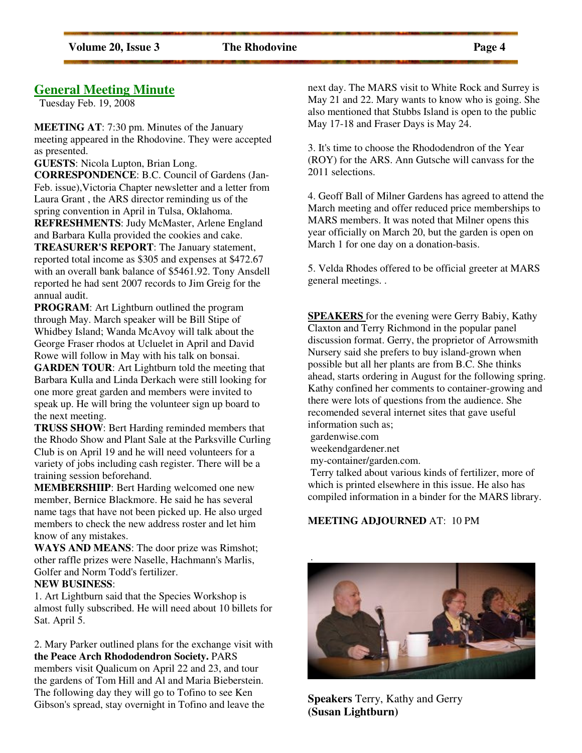## General Meeting Minute

Tuesday Feb. 19, 2008

**MEETING AT**: 7:30 pm. Minutes of the January meeting appeared in the Rhodovine. They were accepted as presented.

**GUESTS**: Nicola Lupton, Brian Long.

**CORRESPONDENCE**: B.C. Council of Gardens (Jan-Feb. issue),Victoria Chapter newsletter and a letter from Laura Grant , the ARS director reminding us of the spring convention in April in Tulsa, Oklahoma.

**REFRESHMENTS**: Judy McMaster, Arlene England and Barbara Kulla provided the cookies and cake.

**TREASURER'S REPORT**: The January statement, reported total income as $305 and expenses at $472.67 with an overall bank balance of $5461.92. Tony Ansdell reported he had sent 2007 records to Jim Greig for the annual audit.

**PROGRAM**: Art Lightburn outlined the program through May. March speaker will be Bill Stipe of Whidbey Island; Wanda McAvoy will talk about the George Fraser rhodos at Ucluelet in April and David Rowe will follow in May with his talk on bonsai.

**GARDEN TOUR**: Art Lightburn told the meeting that Barbara Kulla and Linda Derkach were still looking for one more great garden and members were invited to speak up. He will bring the volunteer sign up board to the next meeting.

**TRUSS SHOW**: Bert Harding reminded members that the Rhodo Show and Plant Sale at the Parksville Curling Club is on April 19 and he will need volunteers for a variety of jobs including cash register. There will be a training session beforehand.

**MEMBERSHIIP**: Bert Harding welcomed one new member, Bernice Blackmore. He said he has several name tags that have not been picked up. He also urged members to check the new address roster and let him know of any mistakes.

**WAYS AND MEANS**: The door prize was Rimshot; other raffle prizes were Naselle, Hachmann's Marlis, Golfer and Norm Todd's fertilizer.

**NEW BUSINESS**:

1. Art Lightburn said that the Species Workshop is almost fully subscribed. He will need about 10 billets for Sat. April 5.

2. Mary Parker outlined plans for the exchange visit with **the Peace Arch Rhododendron Society.** PARS members visit Qualicum on April 22 and 23, and tour the gardens of Tom Hill and Al and Maria Bieberstein. The following day they will go to Tofino to see Ken Gibson's spread, stay overnight in Tofino and leave the next day. The MARS visit to White Rock and Surrey is May 21 and 22. Mary wants to know who is going. She also mentioned that Stubbs Island is open to the public May 17-18 and Fraser Days is May 24.

3. It's time to choose the Rhododendron of the Year (ROY) for the ARS. Ann Gutsche will canvass for the 2011 selections.

4. Geoff Ball of Milner Gardens has agreed to attend the March meeting and offer reduced price memberships to MARS members. It was noted that Milner opens this year officially on March 20, but the garden is open on March 1 for one day on a donation-basis.

5. Velda Rhodes offered to be official greeter at MARS general meetings. .

**SPEAKERS** for the evening were Gerry Babiy, Kathy Claxton and Terry Richmond in the popular panel discussion format. Gerry, the proprietor of Arrowsmith Nursery said she prefers to buy island-grown when possible but all her plants are from B.C. She thinks ahead, starts ordering in August for the following spring. Kathy confined her comments to container-growing and there were lots of questions from the audience. She recomended several internet sites that gave useful information such as;

gardenwise.com

weekendgardener.net

my-container/garden.com.

Terry talked about various kinds of fertilizer, more of which is printed elsewhere in this issue. He also has compiled information in a binder for the MARS library.

**MEETING ADJOURNED** AT: 10 PM

**Speakers** Terry, Kathy and Gerry **(Susan Lightburn)**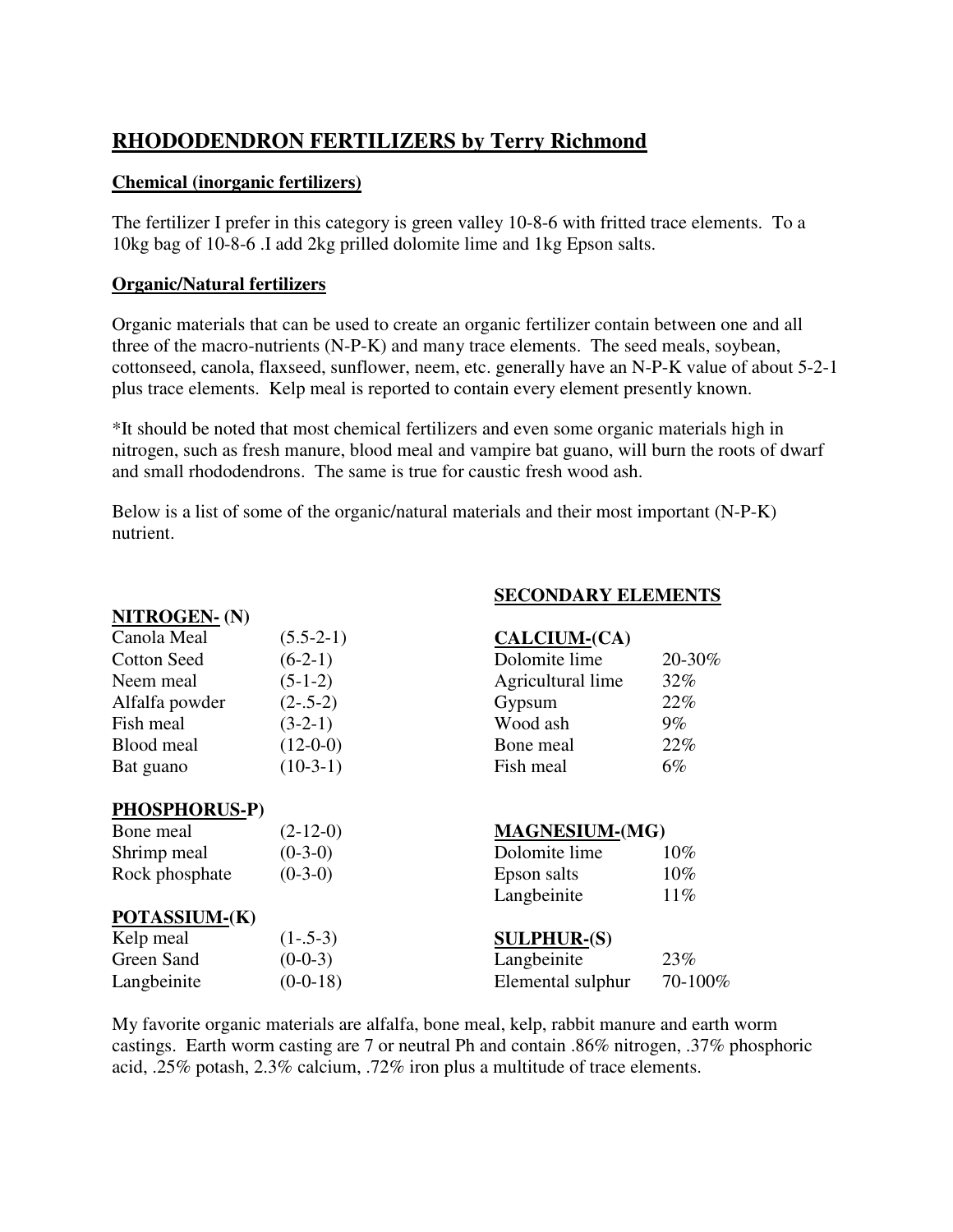# RHODODENDRON FERTILIZERS by Terry Richmond

## Chemical (inorganic fertilizers)

The fertilizer I prefer in this category is green valley 10-8-6 with fritted trace elements. To a 10kg bag of 10-8-6 .I add 2kg prilled dolomite lime and 1kg Epson salts.

## Organic/Natural fertilizers

Organic materials that can be used to create an organic fertilizer contain between one and all three of the macro-nutrients (N-P-K) and many trace elements. The seed meals, soybean, cottonseed, canola, flaxseed, sunflower, neem, etc. generally have an N-P-K value of about 5-2-1 plus trace elements. Kelp meal is reported to contain every element presently known.

*It should be noted that most chemical fertilizers and even some organic materials high in nitrogen, such as fresh manure, blood meal and vampire bat guano, will burn the roots of dwarf and small rhododendrons. The same is true for caustic fresh wood ash.

Below is a list of some of the organic/natural materials and their most important (N-P-K) nutrient.

**NITROGEN- (N)**

| Material | N-P-K |
|---|---|
| Canola Meal | (5.5-2-1) |
| Cotton Seed | (6-2-1) |
| Neem meal | (5-1-2) |
| Alfalfa powder | (2-.5-2) |
| Fish meal | (3-2-1) |
| Blood meal | (12-0-0) |
| Bat guano | (10-3-1) |

**PHOSPHORUS-P)**

| Material | N-P-K |
|---|---|
| Bone meal | (2-12-0) |
| Shrimp meal | (0-3-0) |
| Rock phosphate | (0-3-0) |

**POTASSIUM-(K)**

| Material | N-P-K |
|---|---|
| Kelp meal | (1-.5-3) |
| Green Sand | (0-0-3) |
| Langbeinite | (0-0-18) |

**SECONDARY ELEMENTS**

**CALCIUM-(CA)**

| Material | % |
|---|---|
| Dolomite lime | 20-30% |
| Agricultural lime | 32% |
| Gypsum | 22% |
| Wood ash | 9% |
| Bone meal | 22% |
| Fish meal | 6% |

**MAGNESIUM-(MG)**

| Material | % |
|---|---|
| Dolomite lime | 10% |
| Epson salts | 10% |
| Langbeinite | 11% |

**SULPHUR-(S)**

| Material | % |
|---|---|
| Langbeinite | 23% |
| Elemental sulphur | 70-100% |

My favorite organic materials are alfalfa, bone meal, kelp, rabbit manure and earth worm castings. Earth worm casting are 7 or neutral Ph and contain .86% nitrogen, .37% phosphoric acid, .25% potash, 2.3% calcium, .72% iron plus a multitude of trace elements.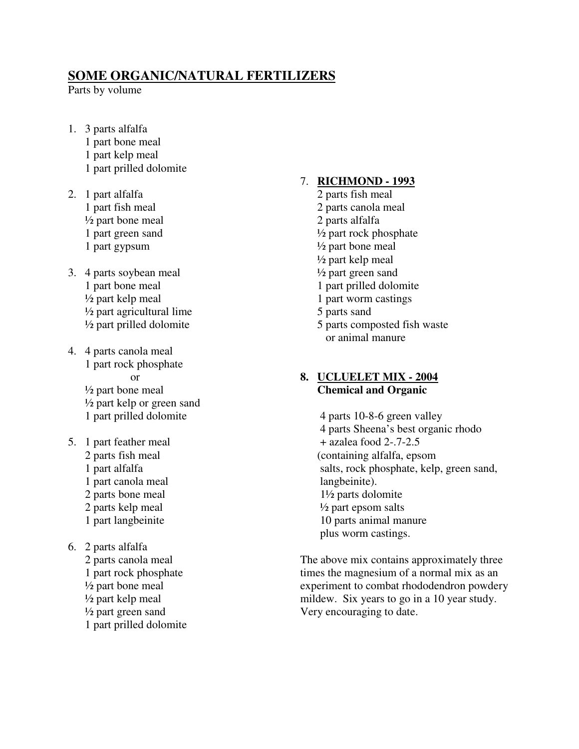## SOME ORGANIC/NATURAL FERTILIZERS

Parts by volume

1. 3 parts alfalfa
   1 part bone meal
   1 part kelp meal
   1 part prilled dolomite

2. 1 part alfalfa
   1 part fish meal
   ½ part bone meal
   1 part green sand
   1 part gypsum

3. 4 parts soybean meal
   1 part bone meal
   ½ part kelp meal
   ½ part agricultural lime
   ½ part prilled dolomite

4. 4 parts canola meal
   1 part rock phosphate
   or
   ½ part bone meal
   ½ part kelp or green sand
   1 part prilled dolomite

5. 1 part feather meal
   2 parts fish meal
   1 part alfalfa
   1 part canola meal
   2 parts bone meal
   2 parts kelp meal
   1 part langbeinite

6. 2 parts alfalfa
   2 parts canola meal
   1 part rock phosphate
   ½ part bone meal
   ½ part kelp meal
   ½ part green sand
   1 part prilled dolomite

7. **RICHMOND - 1993**
   2 parts fish meal
   2 parts canola meal
   2 parts alfalfa
   ½ part rock phosphate
   ½ part bone meal
   ½ part kelp meal
   ½ part green sand
   1 part prilled dolomite
   1 part worm castings
   5 parts sand
   5 parts composted fish waste
   or animal manure

8. **UCLUELET MIX - 2004**
   **Chemical and Organic**

   4 parts 10-8-6 green valley
   4 parts Sheena's best organic rhodo
   + azalea food 2-.7-2.5
   (containing alfalfa, epsom
   salts, rock phosphate, kelp, green sand,
   langbeinite).
   1½ parts dolomite
   ½ part epsom salts
   10 parts animal manure
   plus worm castings.

The above mix contains approximately three times the magnesium of a normal mix as an experiment to combat rhododendron powdery mildew. Six years to go in a 10 year study. Very encouraging to date.